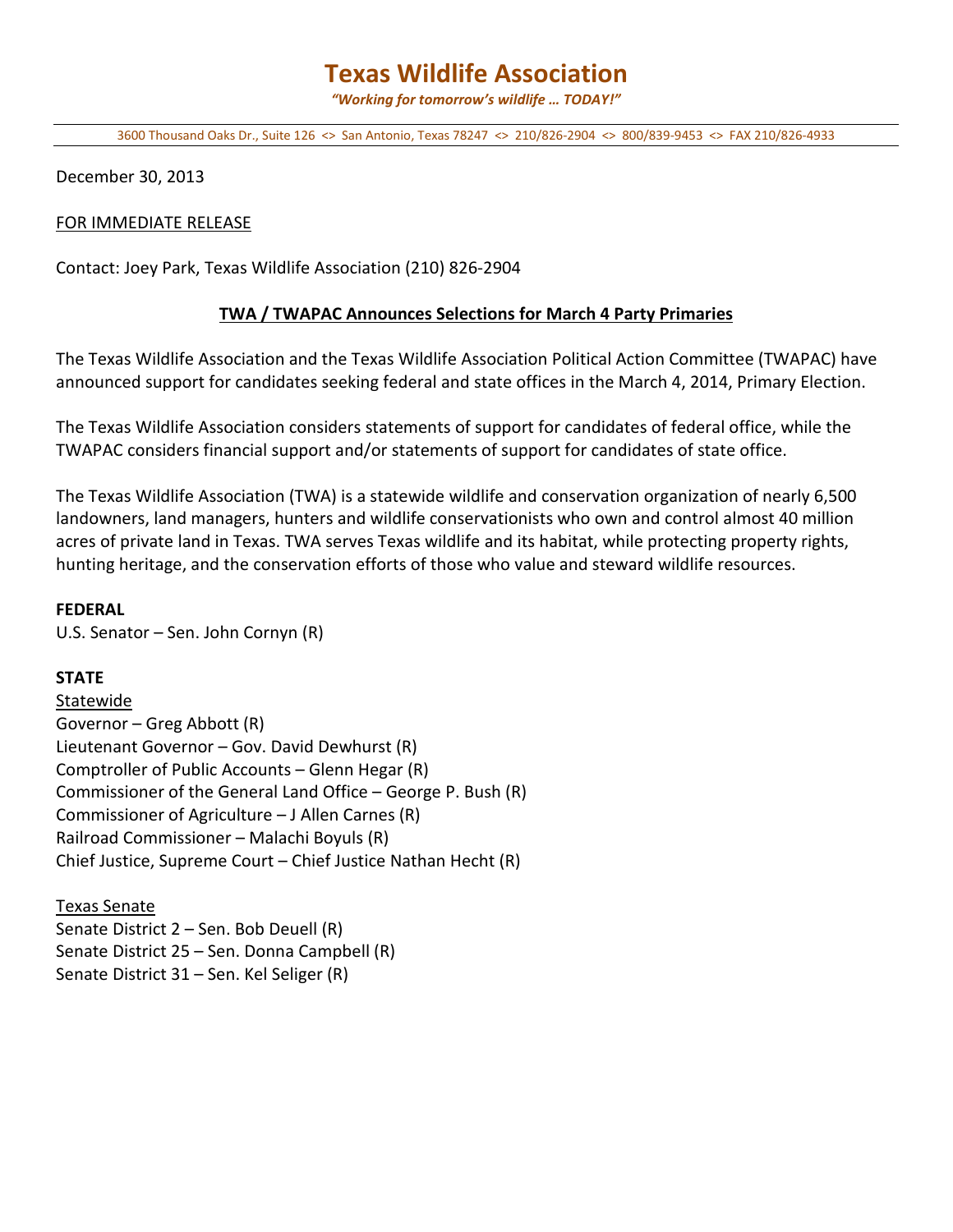# Texas Wildlife Association

*"Working for tomorrow's wildlife … TODAY!"*

3600 Thousand Oaks Dr., Suite 126 <> San Antonio, Texas 78247 <> 210/826-2904 <> 800/839-9453 <> FAX 210/826-4933

December 30, 2013

FOR IMMEDIATE RELEASE

Contact: Joey Park, Texas Wildlife Association (210) 826-2904

## TWA / TWAPAC Announces Selections for March 4 Party Primaries

The Texas Wildlife Association and the Texas Wildlife Association Political Action Committee (TWAPAC) have announced support for candidates seeking federal and state offices in the March 4, 2014, Primary Election.

The Texas Wildlife Association considers statements of support for candidates of federal office, while the TWAPAC considers financial support and/or statements of support for candidates of state office.

The Texas Wildlife Association (TWA) is a statewide wildlife and conservation organization of nearly 6,500 landowners, land managers, hunters and wildlife conservationists who own and control almost 40 million acres of private land in Texas. TWA serves Texas wildlife and its habitat, while protecting property rights, hunting heritage, and the conservation efforts of those who value and steward wildlife resources.

**FEDERAL**

U.S. Senator – Sen. John Cornyn (R)

**STATE**

Statewide

Governor – Greg Abbott (R)
Lieutenant Governor – Gov. David Dewhurst (R)
Comptroller of Public Accounts – Glenn Hegar (R)
Commissioner of the General Land Office – George P. Bush (R)
Commissioner of Agriculture – J Allen Carnes (R)
Railroad Commissioner – Malachi Boyuls (R)
Chief Justice, Supreme Court – Chief Justice Nathan Hecht (R)

Texas Senate

Senate District 2 – Sen. Bob Deuell (R)
Senate District 25 – Sen. Donna Campbell (R)
Senate District 31 – Sen. Kel Seliger (R)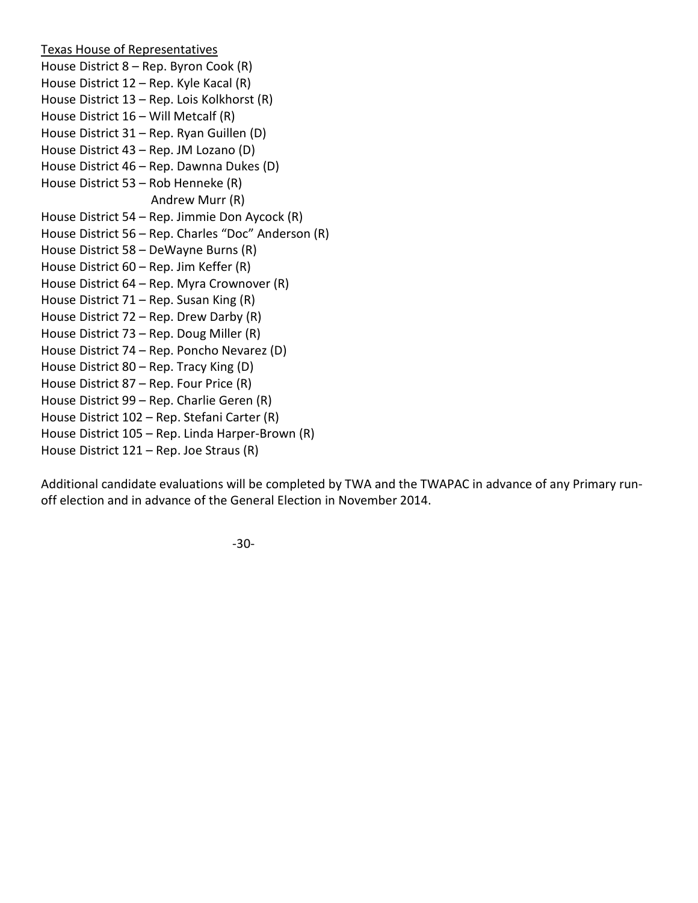Texas House of Representatives

House District 8 – Rep. Byron Cook (R)
House District 12 – Rep. Kyle Kacal (R)
House District 13 – Rep. Lois Kolkhorst (R)
House District 16 – Will Metcalf (R)
House District 31 – Rep. Ryan Guillen (D)
House District 43 – Rep. JM Lozano (D)
House District 46 – Rep. Dawnna Dukes (D)
House District 53 – Rob Henneke (R)
Andrew Murr (R)
House District 54 – Rep. Jimmie Don Aycock (R)
House District 56 – Rep. Charles "Doc" Anderson (R)
House District 58 – DeWayne Burns (R)
House District 60 – Rep. Jim Keffer (R)
House District 64 – Rep. Myra Crownover (R)
House District 71 – Rep. Susan King (R)
House District 72 – Rep. Drew Darby (R)
House District 73 – Rep. Doug Miller (R)
House District 74 – Rep. Poncho Nevarez (D)
House District 80 – Rep. Tracy King (D)
House District 87 – Rep. Four Price (R)
House District 99 – Rep. Charlie Geren (R)
House District 102 – Rep. Stefani Carter (R)
House District 105 – Rep. Linda Harper-Brown (R)
House District 121 – Rep. Joe Straus (R)

Additional candidate evaluations will be completed by TWA and the TWAPAC in advance of any Primary run-off election and in advance of the General Election in November 2014.

-30-